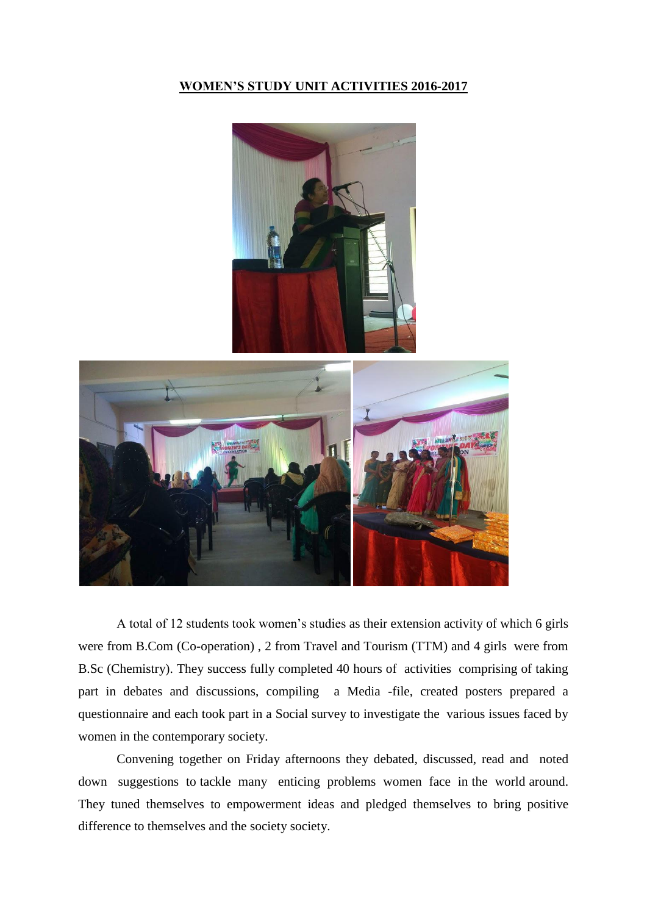**WOMEN'S STUDY UNIT ACTIVITIES 2016-2017**

A total of 12 students took women's studies as their extension activity of which 6 girls were from B.Com (Co-operation) , 2 from Travel and Tourism (TTM) and 4 girls were from B.Sc (Chemistry). They success fully completed 40 hours of activities comprising of taking part in debates and discussions, compiling a Media -file, created posters prepared a questionnaire and each took part in a Social survey to investigate the various issues faced by women in the contemporary society.

Convening together on Friday afternoons they debated, discussed, read and noted down suggestions to tackle many enticing problems women face in the world around. They tuned themselves to empowerment ideas and pledged themselves to bring positive difference to themselves and the society society.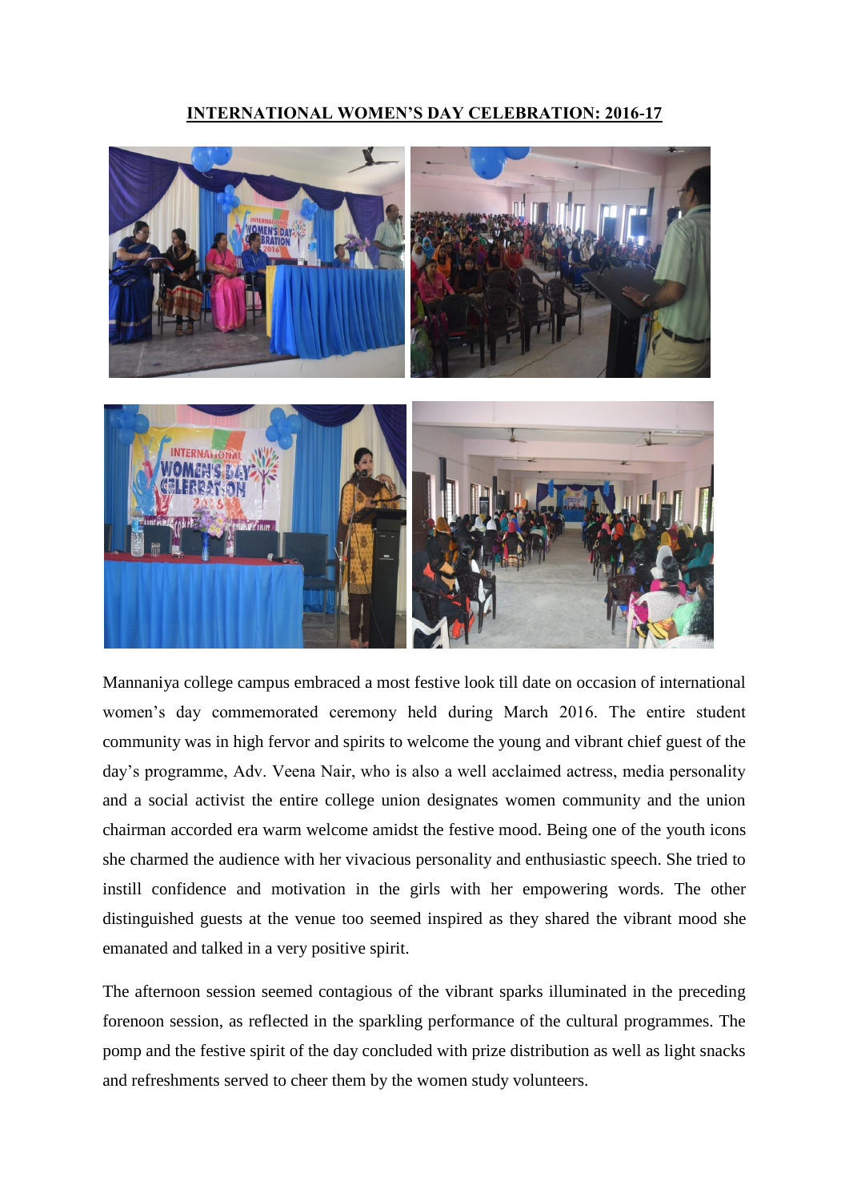# INTERNATIONAL WOMEN'S DAY CELEBRATION: 2016-17

Mannaniya college campus embraced a most festive look till date on occasion of international women's day commemorated ceremony held during March 2016. The entire student community was in high fervor and spirits to welcome the young and vibrant chief guest of the day's programme, Adv. Veena Nair, who is also a well acclaimed actress, media personality and a social activist the entire college union designates women community and the union chairman accorded era warm welcome amidst the festive mood. Being one of the youth icons she charmed the audience with her vivacious personality and enthusiastic speech. She tried to instill confidence and motivation in the girls with her empowering words. The other distinguished guests at the venue too seemed inspired as they shared the vibrant mood she emanated and talked in a very positive spirit.

The afternoon session seemed contagious of the vibrant sparks illuminated in the preceding forenoon session, as reflected in the sparkling performance of the cultural programmes. The pomp and the festive spirit of the day concluded with prize distribution as well as light snacks and refreshments served to cheer them by the women study volunteers.